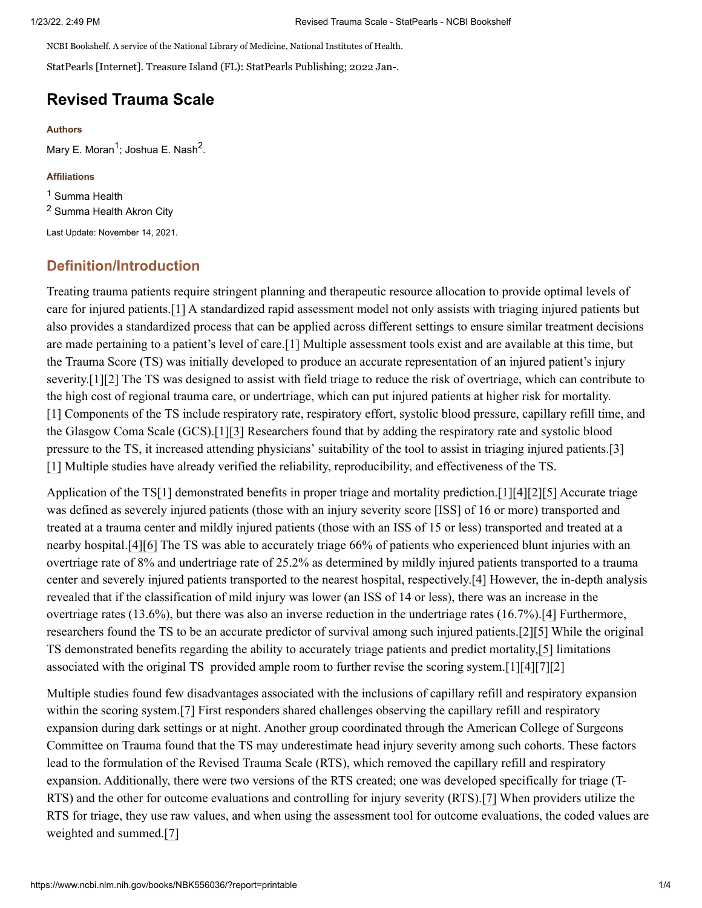NCBI Bookshelf. A service of the National Library of Medicine, National Institutes of Health.

StatPearls [Internet]. Treasure Island (FL): StatPearls Publishing; 2022 Jan-.

# Revised Trauma Scale

**Authors**

Mary E. Moran[1]; Joshua E. Nash[2].

**Affiliations**

[1] Summa Health
[2] Summa Health Akron City

Last Update: November 14, 2021.

## Definition/Introduction

Treating trauma patients require stringent planning and therapeutic resource allocation to provide optimal levels of care for injured patients.[1] A standardized rapid assessment model not only assists with triaging injured patients but also provides a standardized process that can be applied across different settings to ensure similar treatment decisions are made pertaining to a patient's level of care.[1] Multiple assessment tools exist and are available at this time, but the Trauma Score (TS) was initially developed to produce an accurate representation of an injured patient's injury severity.[1][2] The TS was designed to assist with field triage to reduce the risk of overtriage, which can contribute to the high cost of regional trauma care, or undertriage, which can put injured patients at higher risk for mortality.[1] Components of the TS include respiratory rate, respiratory effort, systolic blood pressure, capillary refill time, and the Glasgow Coma Scale (GCS).[1][3] Researchers found that by adding the respiratory rate and systolic blood pressure to the TS, it increased attending physicians' suitability of the tool to assist in triaging injured patients.[3][1] Multiple studies have already verified the reliability, reproducibility, and effectiveness of the TS.

Application of the TS[1] demonstrated benefits in proper triage and mortality prediction.[1][4][2][5] Accurate triage was defined as severely injured patients (those with an injury severity score [ISS] of 16 or more) transported and treated at a trauma center and mildly injured patients (those with an ISS of 15 or less) transported and treated at a nearby hospital.[4][6] The TS was able to accurately triage 66% of patients who experienced blunt injuries with an overtriage rate of 8% and undertriage rate of 25.2% as determined by mildly injured patients transported to a trauma center and severely injured patients transported to the nearest hospital, respectively.[4] However, the in-depth analysis revealed that if the classification of mild injury was lower (an ISS of 14 or less), there was an increase in the overtriage rates (13.6%), but there was also an inverse reduction in the undertriage rates (16.7%).[4] Furthermore, researchers found the TS to be an accurate predictor of survival among such injured patients.[2][5] While the original TS demonstrated benefits regarding the ability to accurately triage patients and predict mortality,[5] limitations associated with the original TS provided ample room to further revise the scoring system.[1][4][7][2]

Multiple studies found few disadvantages associated with the inclusions of capillary refill and respiratory expansion within the scoring system.[7] First responders shared challenges observing the capillary refill and respiratory expansion during dark settings or at night. Another group coordinated through the American College of Surgeons Committee on Trauma found that the TS may underestimate head injury severity among such cohorts. These factors lead to the formulation of the Revised Trauma Scale (RTS), which removed the capillary refill and respiratory expansion. Additionally, there were two versions of the RTS created; one was developed specifically for triage (T-RTS) and the other for outcome evaluations and controlling for injury severity (RTS).[7] When providers utilize the RTS for triage, they use raw values, and when using the assessment tool for outcome evaluations, the coded values are weighted and summed.[7]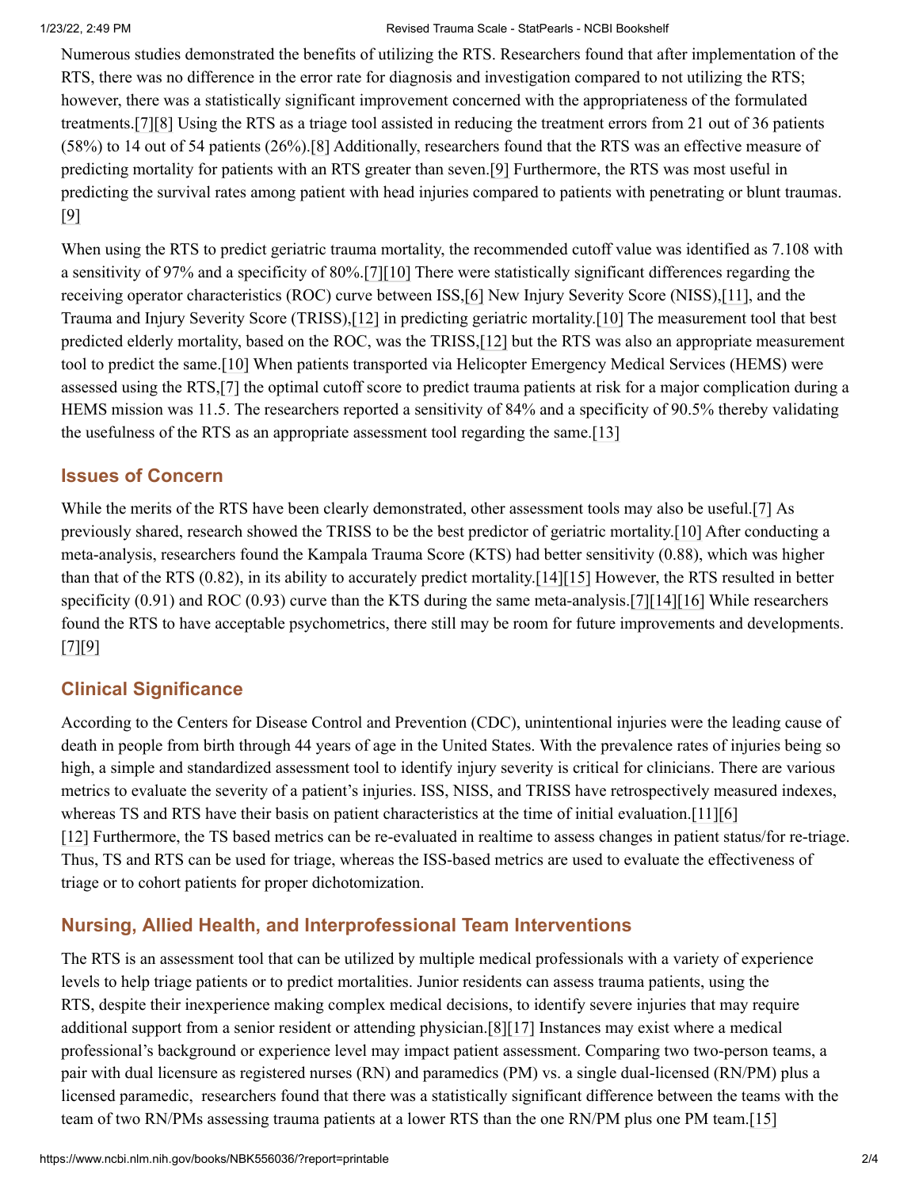Numerous studies demonstrated the benefits of utilizing the RTS. Researchers found that after implementation of the RTS, there was no difference in the error rate for diagnosis and investigation compared to not utilizing the RTS; however, there was a statistically significant improvement concerned with the appropriateness of the formulated treatments.[7][8] Using the RTS as a triage tool assisted in reducing the treatment errors from 21 out of 36 patients (58%) to 14 out of 54 patients (26%).[8] Additionally, researchers found that the RTS was an effective measure of predicting mortality for patients with an RTS greater than seven.[9] Furthermore, the RTS was most useful in predicting the survival rates among patient with head injuries compared to patients with penetrating or blunt traumas.[9]

When using the RTS to predict geriatric trauma mortality, the recommended cutoff value was identified as 7.108 with a sensitivity of 97% and a specificity of 80%.[7][10] There were statistically significant differences regarding the receiving operator characteristics (ROC) curve between ISS,[6] New Injury Severity Score (NISS),[11], and the Trauma and Injury Severity Score (TRISS),[12] in predicting geriatric mortality.[10] The measurement tool that best predicted elderly mortality, based on the ROC, was the TRISS,[12] but the RTS was also an appropriate measurement tool to predict the same.[10] When patients transported via Helicopter Emergency Medical Services (HEMS) were assessed using the RTS,[7] the optimal cutoff score to predict trauma patients at risk for a major complication during a HEMS mission was 11.5. The researchers reported a sensitivity of 84% and a specificity of 90.5% thereby validating the usefulness of the RTS as an appropriate assessment tool regarding the same.[13]

## Issues of Concern

While the merits of the RTS have been clearly demonstrated, other assessment tools may also be useful.[7] As previously shared, research showed the TRISS to be the best predictor of geriatric mortality.[10] After conducting a meta-analysis, researchers found the Kampala Trauma Score (KTS) had better sensitivity (0.88), which was higher than that of the RTS (0.82), in its ability to accurately predict mortality.[14][15] However, the RTS resulted in better specificity (0.91) and ROC (0.93) curve than the KTS during the same meta-analysis.[7][14][16] While researchers found the RTS to have acceptable psychometrics, there still may be room for future improvements and developments.[7][9]

## Clinical Significance

According to the Centers for Disease Control and Prevention (CDC), unintentional injuries were the leading cause of death in people from birth through 44 years of age in the United States. With the prevalence rates of injuries being so high, a simple and standardized assessment tool to identify injury severity is critical for clinicians. There are various metrics to evaluate the severity of a patient's injuries. ISS, NISS, and TRISS have retrospectively measured indexes, whereas TS and RTS have their basis on patient characteristics at the time of initial evaluation.[11][6][12] Furthermore, the TS based metrics can be re-evaluated in realtime to assess changes in patient status/for re-triage. Thus, TS and RTS can be used for triage, whereas the ISS-based metrics are used to evaluate the effectiveness of triage or to cohort patients for proper dichotomization.

## Nursing, Allied Health, and Interprofessional Team Interventions

The RTS is an assessment tool that can be utilized by multiple medical professionals with a variety of experience levels to help triage patients or to predict mortalities. Junior residents can assess trauma patients, using the RTS, despite their inexperience making complex medical decisions, to identify severe injuries that may require additional support from a senior resident or attending physician.[8][17] Instances may exist where a medical professional's background or experience level may impact patient assessment. Comparing two two-person teams, a pair with dual licensure as registered nurses (RN) and paramedics (PM) vs. a single dual-licensed (RN/PM) plus a licensed paramedic, researchers found that there was a statistically significant difference between the teams with the team of two RN/PMs assessing trauma patients at a lower RTS than the one RN/PM plus one PM team.[15]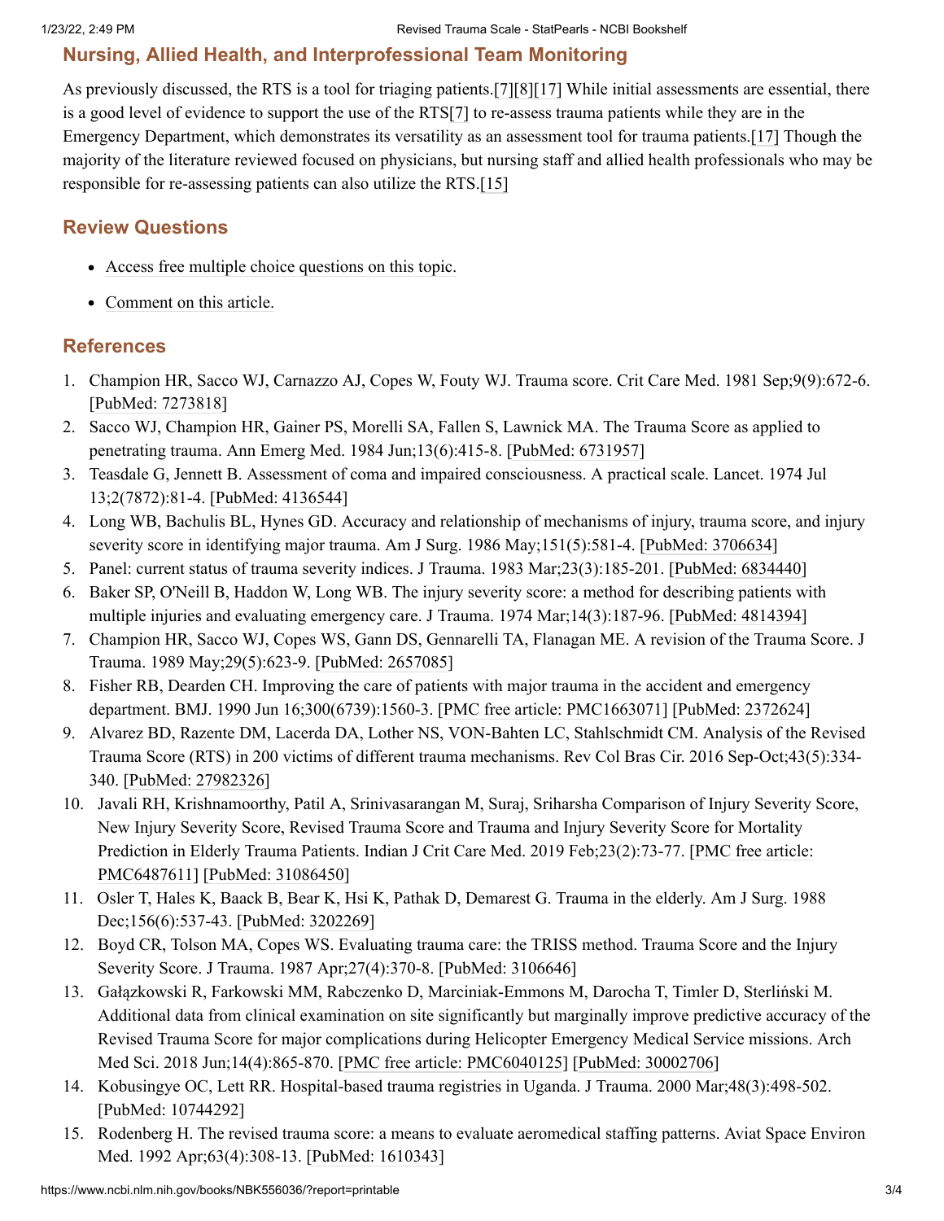## Nursing, Allied Health, and Interprofessional Team Monitoring

As previously discussed, the RTS is a tool for triaging patients.[7][8][17] While initial assessments are essential, there is a good level of evidence to support the use of the RTS[7] to re-assess trauma patients while they are in the Emergency Department, which demonstrates its versatility as an assessment tool for trauma patients.[17] Though the majority of the literature reviewed focused on physicians, but nursing staff and allied health professionals who may be responsible for re-assessing patients can also utilize the RTS.[15]

## Review Questions

- Access free multiple choice questions on this topic.
- Comment on this article.

## References

1. Champion HR, Sacco WJ, Carnazzo AJ, Copes W, Fouty WJ. Trauma score. Crit Care Med. 1981 Sep;9(9):672-6. [PubMed: 7273818]
2. Sacco WJ, Champion HR, Gainer PS, Morelli SA, Fallen S, Lawnick MA. The Trauma Score as applied to penetrating trauma. Ann Emerg Med. 1984 Jun;13(6):415-8. [PubMed: 6731957]
3. Teasdale G, Jennett B. Assessment of coma and impaired consciousness. A practical scale. Lancet. 1974 Jul 13;2(7872):81-4. [PubMed: 4136544]
4. Long WB, Bachulis BL, Hynes GD. Accuracy and relationship of mechanisms of injury, trauma score, and injury severity score in identifying major trauma. Am J Surg. 1986 May;151(5):581-4. [PubMed: 3706634]
5. Panel: current status of trauma severity indices. J Trauma. 1983 Mar;23(3):185-201. [PubMed: 6834440]
6. Baker SP, O'Neill B, Haddon W, Long WB. The injury severity score: a method for describing patients with multiple injuries and evaluating emergency care. J Trauma. 1974 Mar;14(3):187-96. [PubMed: 4814394]
7. Champion HR, Sacco WJ, Copes WS, Gann DS, Gennarelli TA, Flanagan ME. A revision of the Trauma Score. J Trauma. 1989 May;29(5):623-9. [PubMed: 2657085]
8. Fisher RB, Dearden CH. Improving the care of patients with major trauma in the accident and emergency department. BMJ. 1990 Jun 16;300(6739):1560-3. [PMC free article: PMC1663071] [PubMed: 2372624]
9. Alvarez BD, Razente DM, Lacerda DA, Lother NS, VON-Bahten LC, Stahlschmidt CM. Analysis of the Revised Trauma Score (RTS) in 200 victims of different trauma mechanisms. Rev Col Bras Cir. 2016 Sep-Oct;43(5):334-340. [PubMed: 27982326]
10. Javali RH, Krishnamoorthy, Patil A, Srinivasarangan M, Suraj, Sriharsha Comparison of Injury Severity Score, New Injury Severity Score, Revised Trauma Score and Trauma and Injury Severity Score for Mortality Prediction in Elderly Trauma Patients. Indian J Crit Care Med. 2019 Feb;23(2):73-77. [PMC free article: PMC6487611] [PubMed: 31086450]
11. Osler T, Hales K, Baack B, Bear K, Hsi K, Pathak D, Demarest G. Trauma in the elderly. Am J Surg. 1988 Dec;156(6):537-43. [PubMed: 3202269]
12. Boyd CR, Tolson MA, Copes WS. Evaluating trauma care: the TRISS method. Trauma Score and the Injury Severity Score. J Trauma. 1987 Apr;27(4):370-8. [PubMed: 3106646]
13. Gałązkowski R, Farkowski MM, Rabczenko D, Marciniak-Emmons M, Darocha T, Timler D, Sterliński M. Additional data from clinical examination on site significantly but marginally improve predictive accuracy of the Revised Trauma Score for major complications during Helicopter Emergency Medical Service missions. Arch Med Sci. 2018 Jun;14(4):865-870. [PMC free article: PMC6040125] [PubMed: 30002706]
14. Kobusingye OC, Lett RR. Hospital-based trauma registries in Uganda. J Trauma. 2000 Mar;48(3):498-502. [PubMed: 10744292]
15. Rodenberg H. The revised trauma score: a means to evaluate aeromedical staffing patterns. Aviat Space Environ Med. 1992 Apr;63(4):308-13. [PubMed: 1610343]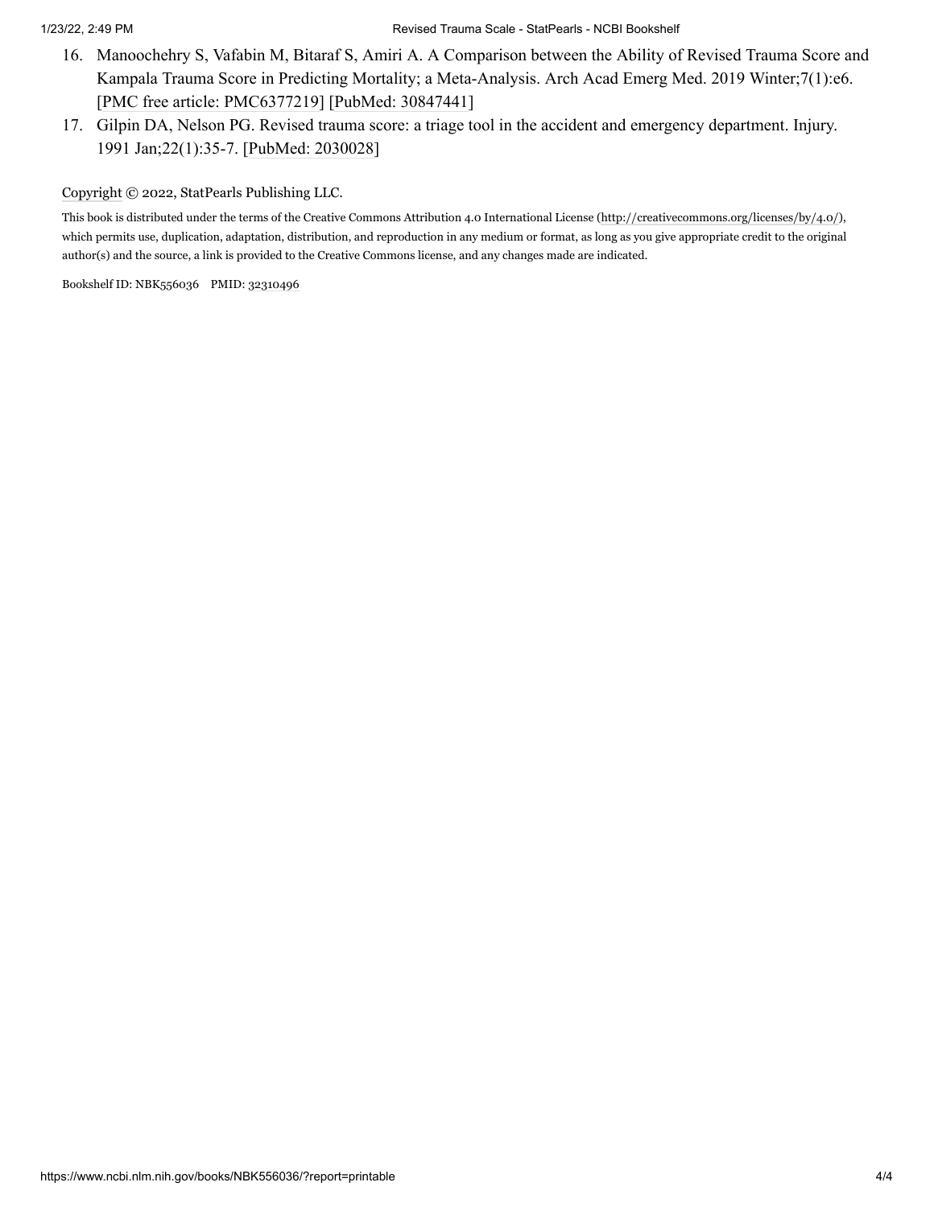16. Manoochehry S, Vafabin M, Bitaraf S, Amiri A. A Comparison between the Ability of Revised Trauma Score and Kampala Trauma Score in Predicting Mortality; a Meta-Analysis. Arch Acad Emerg Med. 2019 Winter;7(1):e6. [PMC free article: PMC6377219] [PubMed: 30847441]
17. Gilpin DA, Nelson PG. Revised trauma score: a triage tool in the accident and emergency department. Injury. 1991 Jan;22(1):35-7. [PubMed: 2030028]

Copyright © 2022, StatPearls Publishing LLC.

This book is distributed under the terms of the Creative Commons Attribution 4.0 International License (http://creativecommons.org/licenses/by/4.0/), which permits use, duplication, adaptation, distribution, and reproduction in any medium or format, as long as you give appropriate credit to the original author(s) and the source, a link is provided to the Creative Commons license, and any changes made are indicated.

Bookshelf ID: NBK556036 PMID: 32310496